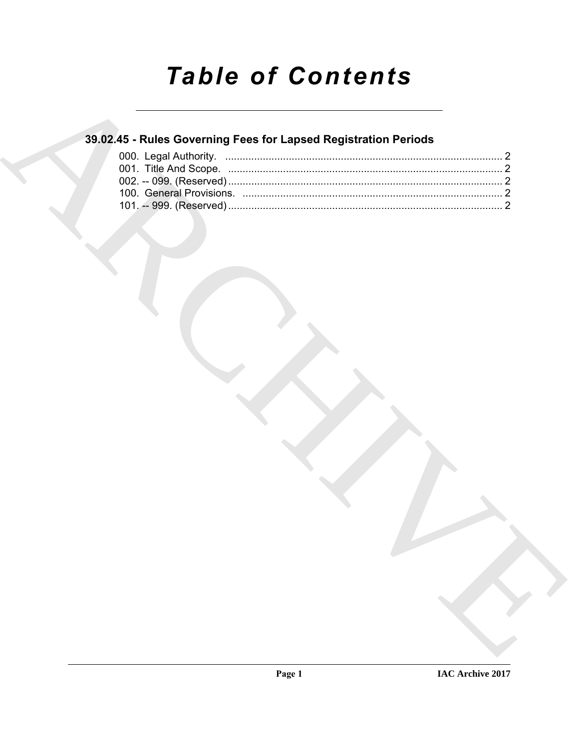# Table of Contents

## 39.02.45 - Rules Governing Fees for Lapsed Registration Periods

000. Legal Authority. ................................................................................................ 2
001. Title And Scope. ............................................................................................... 2
002. -- 099. (Reserved) ............................................................................................... 2
100. General Provisions. .......................................................................................... 2
101. -- 999. (Reserved) ............................................................................................... 2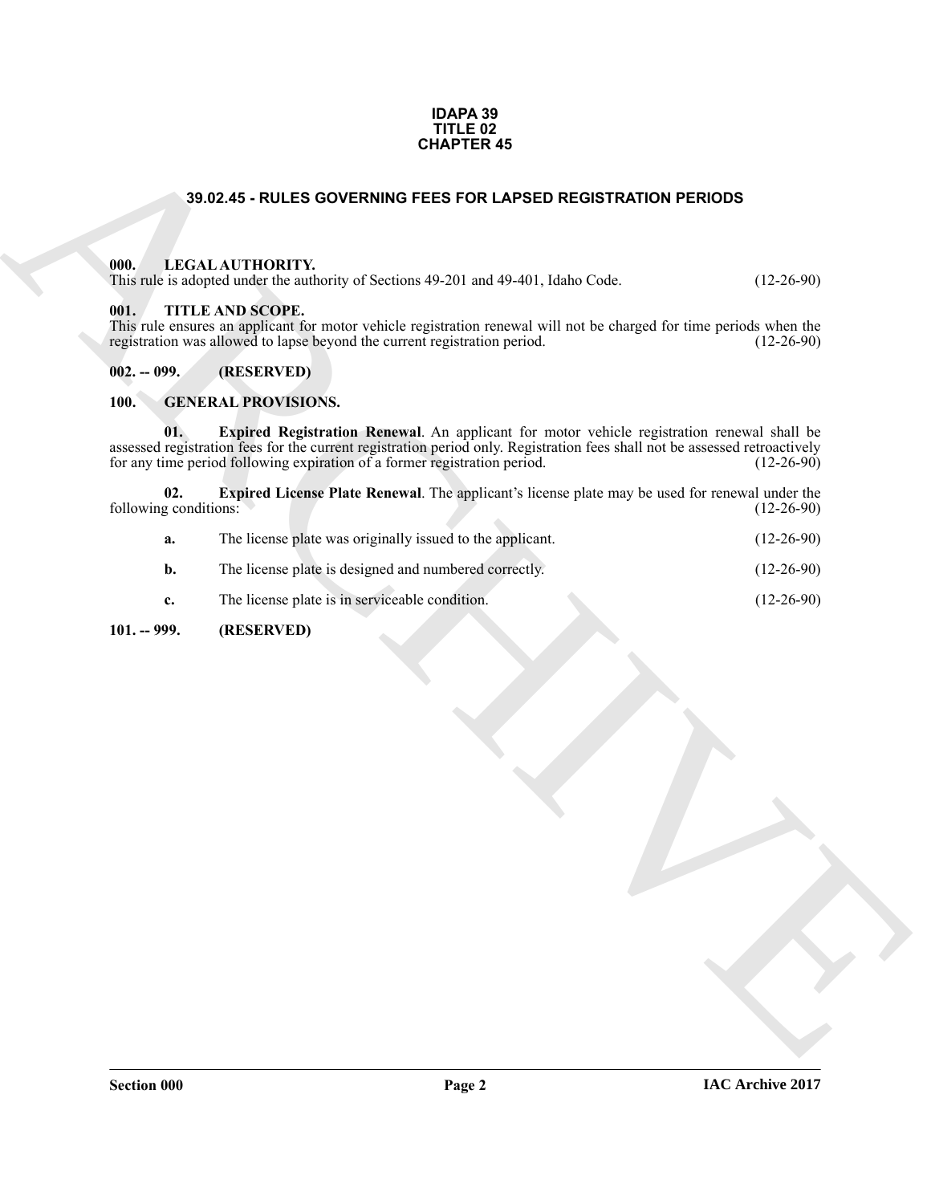**IDAPA 39**
**TITLE 02**
**CHAPTER 45**

# 39.02.45 - RULES GOVERNING FEES FOR LAPSED REGISTRATION PERIODS

## 000. LEGAL AUTHORITY.

This rule is adopted under the authority of Sections 49-201 and 49-401, Idaho Code. (12-26-90)

## 001. TITLE AND SCOPE.

This rule ensures an applicant for motor vehicle registration renewal will not be charged for time periods when the registration was allowed to lapse beyond the current registration period. (12-26-90)

## 002. -- 099. (RESERVED)

## 100. GENERAL PROVISIONS.

**01. Expired Registration Renewal**. An applicant for motor vehicle registration renewal shall be assessed registration fees for the current registration period only. Registration fees shall not be assessed retroactively for any time period following expiration of a former registration period. (12-26-90)

**02. Expired License Plate Renewal**. The applicant's license plate may be used for renewal under the following conditions: (12-26-90)

**a.** The license plate was originally issued to the applicant. (12-26-90)

**b.** The license plate is designed and numbered correctly. (12-26-90)

**c.** The license plate is in serviceable condition. (12-26-90)

## 101. -- 999. (RESERVED)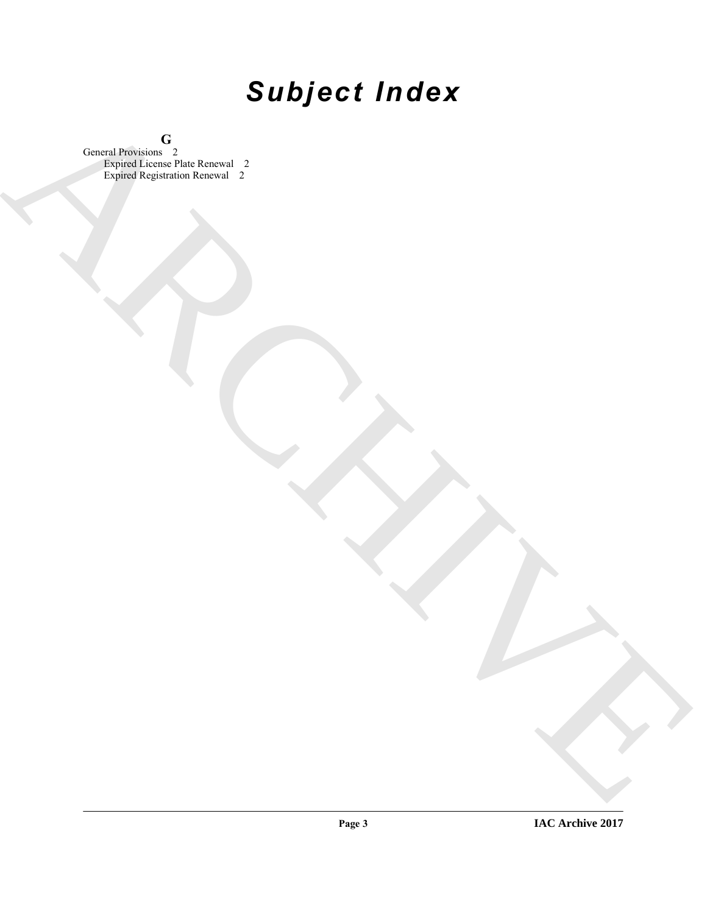# *Subject Index*

**G**

General Provisions 2

Expired License Plate Renewal 2

Expired Registration Renewal 2